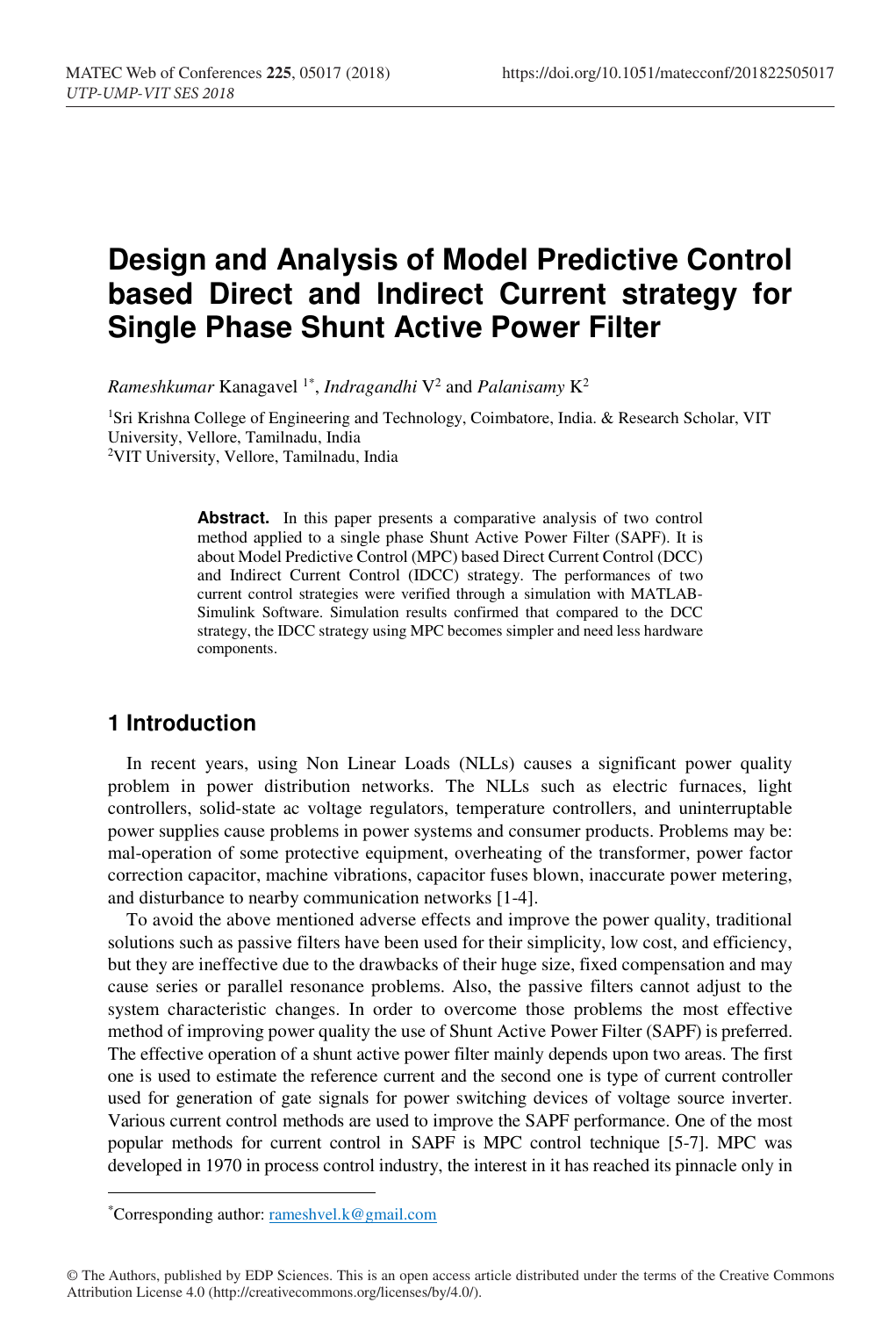# Design and Analysis of Model Predictive Control based Direct and Indirect Current strategy for Single Phase Shunt Active Power Filter

*Rameshkumar* Kanagavel [1*], *Indragandhi* V[2] and *Palanisamy* K[2]

[1]Sri Krishna College of Engineering and Technology, Coimbatore, India. & Research Scholar, VIT University, Vellore, Tamilnadu, India

[2]VIT University, Vellore, Tamilnadu, India

**Abstract.** In this paper presents a comparative analysis of two control method applied to a single phase Shunt Active Power Filter (SAPF). It is about Model Predictive Control (MPC) based Direct Current Control (DCC) and Indirect Current Control (IDCC) strategy. The performances of two current control strategies were verified through a simulation with MATLAB-Simulink Software. Simulation results confirmed that compared to the DCC strategy, the IDCC strategy using MPC becomes simpler and need less hardware components.

## 1 Introduction

In recent years, using Non Linear Loads (NLLs) causes a significant power quality problem in power distribution networks. The NLLs such as electric furnaces, light controllers, solid-state ac voltage regulators, temperature controllers, and uninterruptable power supplies cause problems in power systems and consumer products. Problems may be: mal-operation of some protective equipment, overheating of the transformer, power factor correction capacitor, machine vibrations, capacitor fuses blown, inaccurate power metering, and disturbance to nearby communication networks [1-4].

To avoid the above mentioned adverse effects and improve the power quality, traditional solutions such as passive filters have been used for their simplicity, low cost, and efficiency, but they are ineffective due to the drawbacks of their huge size, fixed compensation and may cause series or parallel resonance problems. Also, the passive filters cannot adjust to the system characteristic changes. In order to overcome those problems the most effective method of improving power quality the use of Shunt Active Power Filter (SAPF) is preferred. The effective operation of a shunt active power filter mainly depends upon two areas. The first one is used to estimate the reference current and the second one is type of current controller used for generation of gate signals for power switching devices of voltage source inverter. Various current control methods are used to improve the SAPF performance. One of the most popular methods for current control in SAPF is MPC control technique [5-7]. MPC was developed in 1970 in process control industry, the interest in it has reached its pinnacle only in

---

*Corresponding author: rameshvel.k@gmail.com

© The Authors, published by EDP Sciences. This is an open access article distributed under the terms of the Creative Commons Attribution License 4.0 (http://creativecommons.org/licenses/by/4.0/).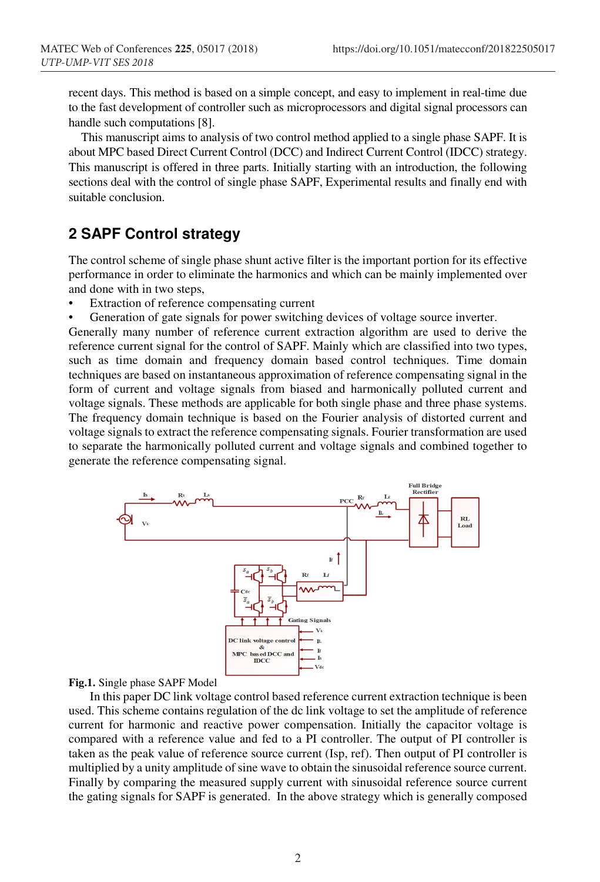recent days. This method is based on a simple concept, and easy to implement in real-time due to the fast development of controller such as microprocessors and digital signal processors can handle such computations [8].

This manuscript aims to analysis of two control method applied to a single phase SAPF. It is about MPC based Direct Current Control (DCC) and Indirect Current Control (IDCC) strategy. This manuscript is offered in three parts. Initially starting with an introduction, the following sections deal with the control of single phase SAPF, Experimental results and finally end with suitable conclusion.

## 2 SAPF Control strategy

The control scheme of single phase shunt active filter is the important portion for its effective performance in order to eliminate the harmonics and which can be mainly implemented over and done with in two steps,

- Extraction of reference compensating current
- Generation of gate signals for power switching devices of voltage source inverter.

Generally many number of reference current extraction algorithm are used to derive the reference current signal for the control of SAPF. Mainly which are classified into two types, such as time domain and frequency domain based control techniques. Time domain techniques are based on instantaneous approximation of reference compensating signal in the form of current and voltage signals from biased and harmonically polluted current and voltage signals. These methods are applicable for both single phase and three phase systems. The frequency domain technique is based on the Fourier analysis of distorted current and voltage signals to extract the reference compensating signals. Fourier transformation are used to separate the harmonically polluted current and voltage signals and combined together to generate the reference compensating signal.

**Fig.1.** Single phase SAPF Model

In this paper DC link voltage control based reference current extraction technique is been used. This scheme comprises regulation of the dc link voltage to set the amplitude of reference current for harmonic and reactive power compensation. Initially the capacitor voltage is compared with a reference value and fed to a PI controller. The output of PI controller is taken as the peak value of reference source current (Isp, ref). Then output of PI controller is multiplied by a unity amplitude of sine wave to obtain the sinusoidal reference source current. Finally by comparing the measured supply current with sinusoidal reference source current the gating signals for SAPF is generated. In the above strategy which is generally composed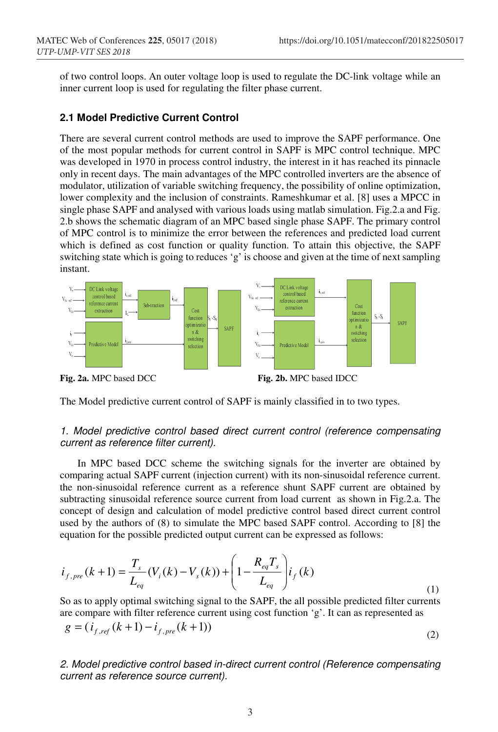of two control loops. An outer voltage loop is used to regulate the DC-link voltage while an inner current loop is used for regulating the filter phase current.

### 2.1 Model Predictive Current Control

There are several current control methods are used to improve the SAPF performance. One of the most popular methods for current control in SAPF is MPC control technique. MPC was developed in 1970 in process control industry, the interest in it has reached its pinnacle only in recent days. The main advantages of the MPC controlled inverters are the absence of modulator, utilization of variable switching frequency, the possibility of online optimization, lower complexity and the inclusion of constraints. Rameshkumar et al. [8] uses a MPCC in single phase SAPF and analysed with various loads using matlab simulation. Fig.2.a and Fig. 2.b shows the schematic diagram of an MPC based single phase SAPF. The primary control of MPC control is to minimize the error between the references and predicted load current which is defined as cost function or quality function. To attain this objective, the SAPF switching state which is going to reduces 'g' is choose and given at the time of next sampling instant.

**Fig. 2a.** MPC based DCC

**Fig. 2b.** MPC based IDCC

The Model predictive current control of SAPF is mainly classified in to two types.

*1. Model predictive control based direct current control (reference compensating current as reference filter current).*

In MPC based DCC scheme the switching signals for the inverter are obtained by comparing actual SAPF current (injection current) with its non-sinusoidal reference current. the non-sinusoidal reference current as a reference shunt SAPF current are obtained by subtracting sinusoidal reference source current from load current as shown in Fig.2.a. The concept of design and calculation of model predictive control based direct current control used by the authors of (8) to simulate the MPC based SAPF control. According to [8] the equation for the possible predicted output current can be expressed as follows:

$$i_{f,pre}(k+1) = \frac{T_s}{L_{eq}}(V_i(k) - V_s(k)) + \left(1 - \frac{R_{eq}T_s}{L_{eq}}\right) i_f(k) \tag{1}$$

So as to apply optimal switching signal to the SAPF, the all possible predicted filter currents are compare with filter reference current using cost function 'g'. It can as represented as

$$g = (i_{f,ref}(k+1) - i_{f,pre}(k+1)) \tag{2}$$

*2. Model predictive control based in-direct current control (Reference compensating current as reference source current).*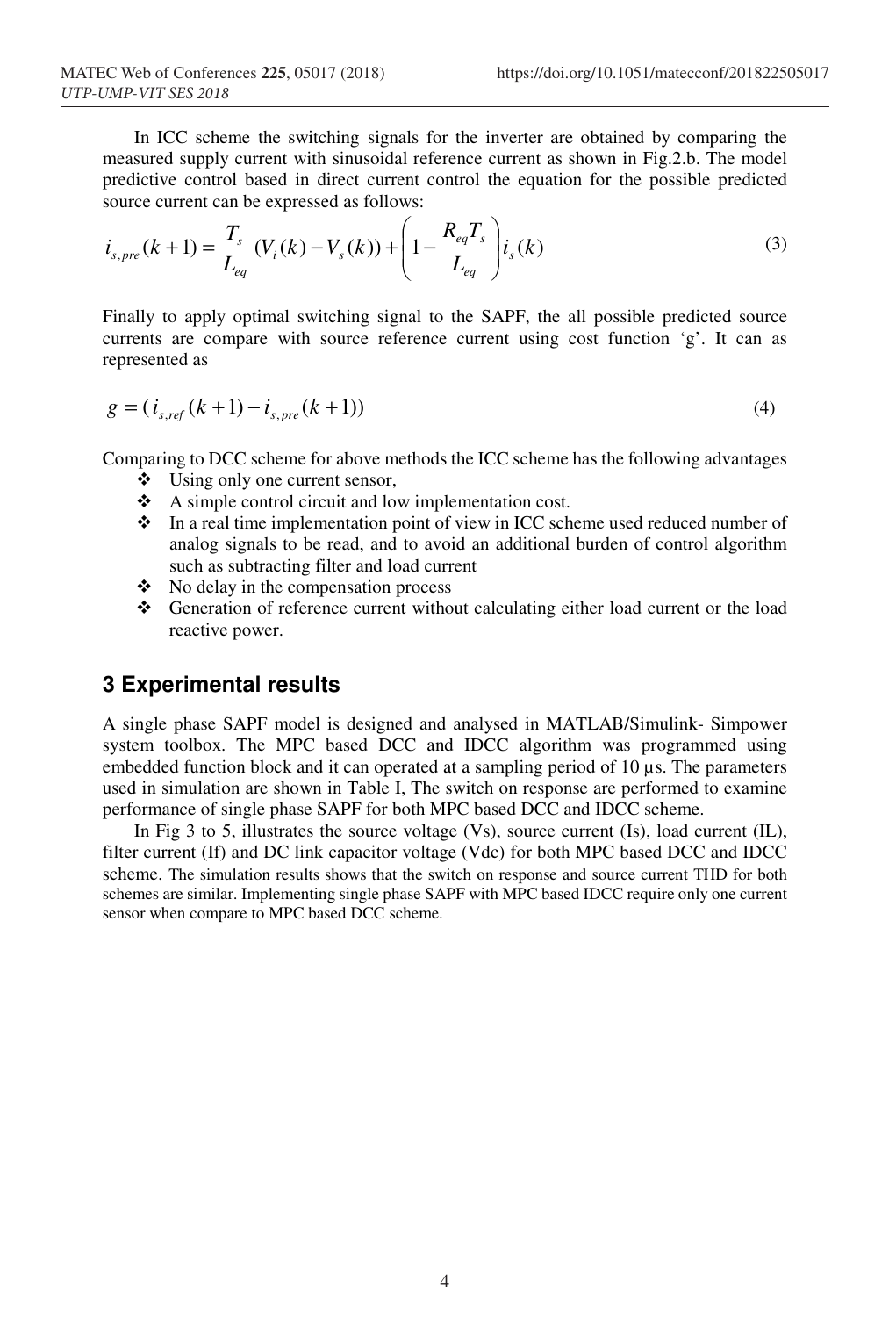In ICC scheme the switching signals for the inverter are obtained by comparing the measured supply current with sinusoidal reference current as shown in Fig.2.b. The model predictive control based in direct current control the equation for the possible predicted source current can be expressed as follows:

$$i_{s,pre}(k+1) = \frac{T_s}{L_{eq}}(V_i(k) - V_s(k)) + \left(1 - \frac{R_{eq}T_s}{L_{eq}}\right)i_s(k) \tag{3}$$

Finally to apply optimal switching signal to the SAPF, the all possible predicted source currents are compare with source reference current using cost function 'g'. It can as represented as

$$g = (i_{s,ref}(k+1) - i_{s,pre}(k+1)) \tag{4}$$

Comparing to DCC scheme for above methods the ICC scheme has the following advantages

- ❖ Using only one current sensor,
- ❖ A simple control circuit and low implementation cost.
- ❖ In a real time implementation point of view in ICC scheme used reduced number of analog signals to be read, and to avoid an additional burden of control algorithm such as subtracting filter and load current
- ❖ No delay in the compensation process
- ❖ Generation of reference current without calculating either load current or the load reactive power.

## 3 Experimental results

A single phase SAPF model is designed and analysed in MATLAB/Simulink- Simpower system toolbox. The MPC based DCC and IDCC algorithm was programmed using embedded function block and it can operated at a sampling period of 10 µs. The parameters used in simulation are shown in Table I, The switch on response are performed to examine performance of single phase SAPF for both MPC based DCC and IDCC scheme.

In Fig 3 to 5, illustrates the source voltage (Vs), source current (Is), load current (IL), filter current (If) and DC link capacitor voltage (Vdc) for both MPC based DCC and IDCC scheme. The simulation results shows that the switch on response and source current THD for both schemes are similar. Implementing single phase SAPF with MPC based IDCC require only one current sensor when compare to MPC based DCC scheme.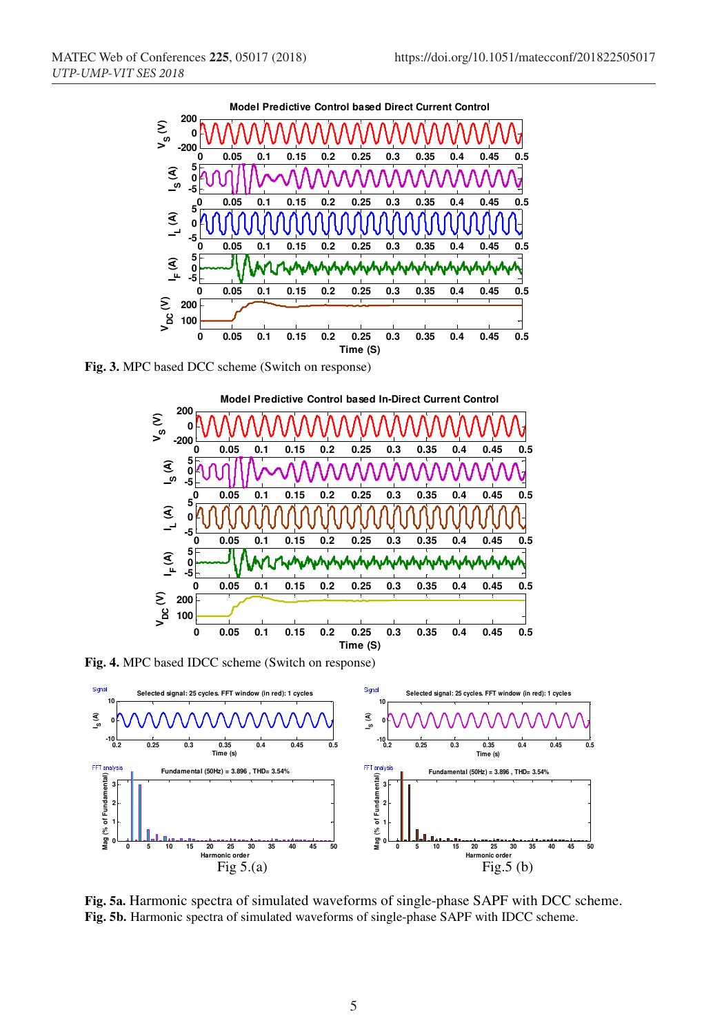**Fig. 3.** MPC based DCC scheme (Switch on response)

**Fig. 4.** MPC based IDCC scheme (Switch on response)

Fig 5.(a)

Fig.5 (b)

**Fig. 5a.** Harmonic spectra of simulated waveforms of single-phase SAPF with DCC scheme.
**Fig. 5b.** Harmonic spectra of simulated waveforms of single-phase SAPF with IDCC scheme.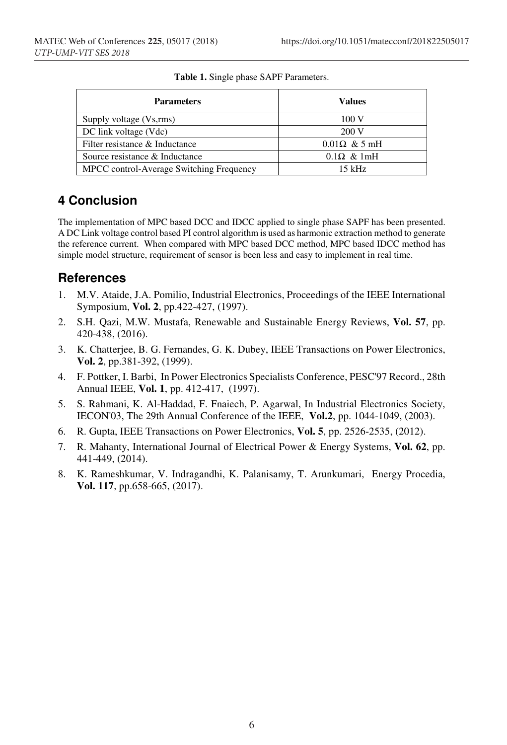**Table 1.** Single phase SAPF Parameters.

| Parameters | Values |
| --- | --- |
| Supply voltage (Vs,rms) | 100 V |
| DC link voltage (Vdc) | 200 V |
| Filter resistance & Inductance | 0.01Ω & 5 mH |
| Source resistance & Inductance | 0.1Ω & 1mH |
| MPCC control-Average Switching Frequency | 15 kHz |

## 4 Conclusion

The implementation of MPC based DCC and IDCC applied to single phase SAPF has been presented. A DC Link voltage control based PI control algorithm is used as harmonic extraction method to generate the reference current. When compared with MPC based DCC method, MPC based IDCC method has simple model structure, requirement of sensor is been less and easy to implement in real time.

## References

1. M.V. Ataide, J.A. Pomilio, Industrial Electronics, Proceedings of the IEEE International Symposium, **Vol. 2**, pp.422-427, (1997).
2. S.H. Qazi, M.W. Mustafa, Renewable and Sustainable Energy Reviews, **Vol. 57**, pp. 420-438, (2016).
3. K. Chatterjee, B. G. Fernandes, G. K. Dubey, IEEE Transactions on Power Electronics, **Vol. 2**, pp.381-392, (1999).
4. F. Pottker, I. Barbi, In Power Electronics Specialists Conference, PESC'97 Record., 28th Annual IEEE, **Vol. 1**, pp. 412-417, (1997).
5. S. Rahmani, K. Al-Haddad, F. Fnaiech, P. Agarwal, In Industrial Electronics Society, IECON'03, The 29th Annual Conference of the IEEE, **Vol.2**, pp. 1044-1049, (2003).
6. R. Gupta, IEEE Transactions on Power Electronics, **Vol. 5**, pp. 2526-2535, (2012).
7. R. Mahanty, International Journal of Electrical Power & Energy Systems, **Vol. 62**, pp. 441-449, (2014).
8. K. Rameshkumar, V. Indragandhi, K. Palanisamy, T. Arunkumari, Energy Procedia, **Vol. 117**, pp.658-665, (2017).